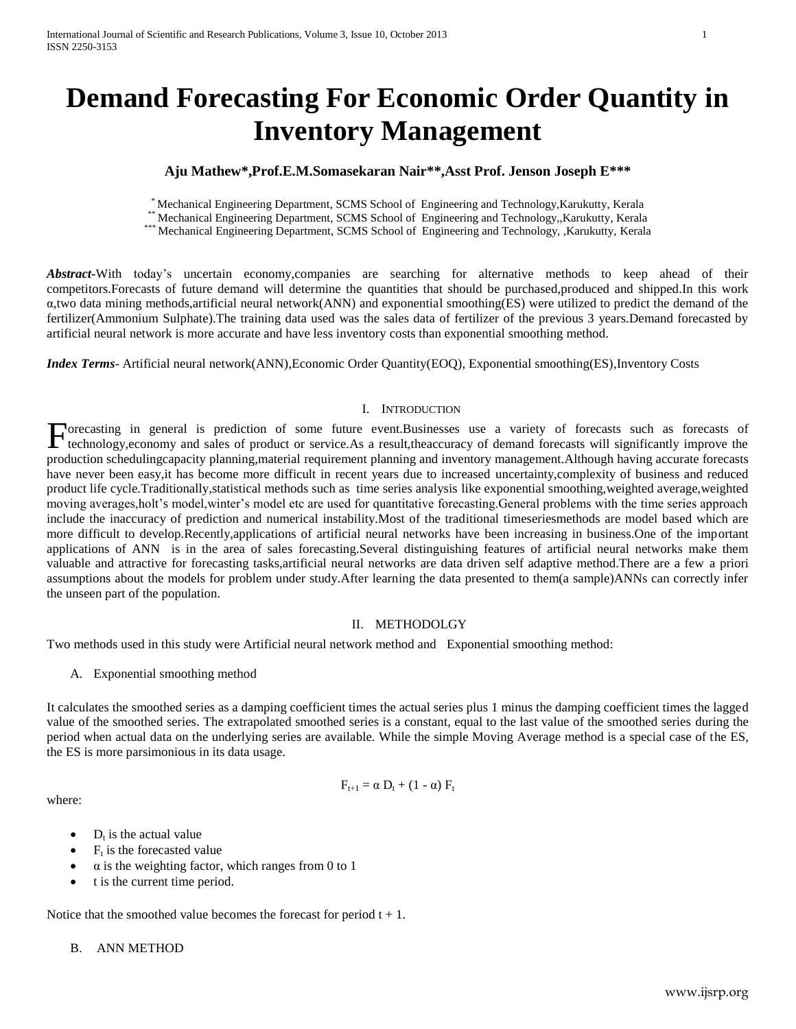# Demand Forecasting For Economic Order Quantity in Inventory Management

**Aju Mathew*,Prof.E.M.Somasekaran Nair**,Asst Prof. Jenson Joseph E*****

[*] Mechanical Engineering Department, SCMS School of Engineering and Technology,Karukutty, Kerala
[**] Mechanical Engineering Department, SCMS School of Engineering and Technology,,Karukutty, Kerala
[***] Mechanical Engineering Department, SCMS School of Engineering and Technology, ,Karukutty, Kerala

***Abstract-*** With today's uncertain economy,companies are searching for alternative methods to keep ahead of their competitors.Forecasts of future demand will determine the quantities that should be purchased,produced and shipped.In this work α,two data mining methods,artificial neural network(ANN) and exponential smoothing(ES) were utilized to predict the demand of the fertilizer(Ammonium Sulphate).The training data used was the sales data of fertilizer of the previous 3 years.Demand forecasted by artificial neural network is more accurate and have less inventory costs than exponential smoothing method.

***Index Terms*** - Artificial neural network(ANN),Economic Order Quantity(EOQ), Exponential smoothing(ES),Inventory Costs

## I. Introduction

Forecasting in general is prediction of some future event.Businesses use a variety of forecasts such as forecasts of technology,economy and sales of product or service.As a result,theaccuracy of demand forecasts will significantly improve the production schedulingcapacity planning,material requirement planning and inventory management.Although having accurate forecasts have never been easy,it has become more difficult in recent years due to increased uncertainty,complexity of business and reduced product life cycle.Traditionally,statistical methods such as time series analysis like exponential smoothing,weighted average,weighted moving averages,holt's model,winter's model etc are used for quantitative forecasting.General problems with the time series approach include the inaccuracy of prediction and numerical instability.Most of the traditional timeseriesmethods are model based which are more difficult to develop.Recently,applications of artificial neural networks have been increasing in business.One of the important applications of ANN is in the area of sales forecasting.Several distinguishing features of artificial neural networks make them valuable and attractive for forecasting tasks,artificial neural networks are data driven self adaptive method.There are a few a priori assumptions about the models for problem under study.After learning the data presented to them(a sample)ANNs can correctly infer the unseen part of the population.

## II. METHODOLGY

Two methods used in this study were Artificial neural network method and Exponential smoothing method:

### A. Exponential smoothing method

It calculates the smoothed series as a damping coefficient times the actual series plus 1 minus the damping coefficient times the lagged value of the smoothed series. The extrapolated smoothed series is a constant, equal to the last value of the smoothed series during the period when actual data on the underlying series are available. While the simple Moving Average method is a special case of the ES, the ES is more parsimonious in its data usage.

$$F_{t+1} = \alpha D_t + (1 - \alpha) F_t$$

where:

- $D_t$ is the actual value
- $F_t$ is the forecasted value
- $\alpha$ is the weighting factor, which ranges from 0 to 1
- t is the current time period.

Notice that the smoothed value becomes the forecast for period $t + 1$.

### B. ANN METHOD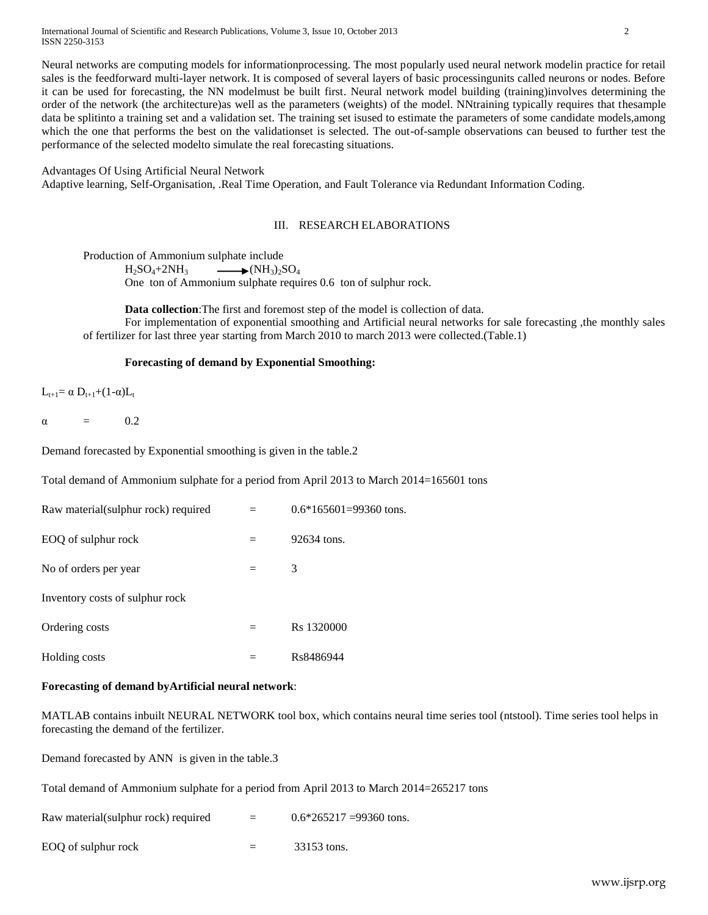Neural networks are computing models for informationprocessing. The most popularly used neural network modelin practice for retail sales is the feedforward multi-layer network. It is composed of several layers of basic processingunits called neurons or nodes. Before it can be used for forecasting, the NN modelmust be built first. Neural network model building (training)involves determining the order of the network (the architecture)as well as the parameters (weights) of the model. NNtraining typically requires that thesample data be splitinto a training set and a validation set. The training set isused to estimate the parameters of some candidate models,among which the one that performs the best on the validationset is selected. The out-of-sample observations can beused to further test the performance of the selected modelto simulate the real forecasting situations.

Advantages Of Using Artificial Neural Network

Adaptive learning, Self-Organisation, .Real Time Operation, and Fault Tolerance via Redundant Information Coding.

## III. RESEARCH ELABORATIONS

Production of Ammonium sulphate include

$H_2SO_4+2NH_3 \longrightarrow (NH_3)_2SO_4$

One ton of Ammonium sulphate requires 0.6 ton of sulphur rock.

**Data collection**:The first and foremost step of the model is collection of data.

For implementation of exponential smoothing and Artificial neural networks for sale forecasting ,the monthly sales of fertilizer for last three year starting from March 2010 to march 2013 were collected.(Table.1)

**Forecasting of demand by Exponential Smoothing:**

$L_{t+1}= \alpha D_{t+1}+(1-\alpha)L_t$

$\alpha = 0.2$

Demand forecasted by Exponential smoothing is given in the table.2

Total demand of Ammonium sulphate for a period from April 2013 to March 2014=165601 tons

Raw material(sulphur rock) required = 0.6*165601=99360 tons.

EOQ of sulphur rock = 92634 tons.

No of orders per year = 3

Inventory costs of sulphur rock

Ordering costs = Rs 1320000

Holding costs = Rs8486944

**Forecasting of demand byArtificial neural network**:

MATLAB contains inbuilt NEURAL NETWORK tool box, which contains neural time series tool (ntstool). Time series tool helps in forecasting the demand of the fertilizer.

Demand forecasted by ANN is given in the table.3

Total demand of Ammonium sulphate for a period from April 2013 to March 2014=265217 tons

Raw material(sulphur rock) required = 0.6*265217 =99360 tons.

EOQ of sulphur rock = 33153 tons.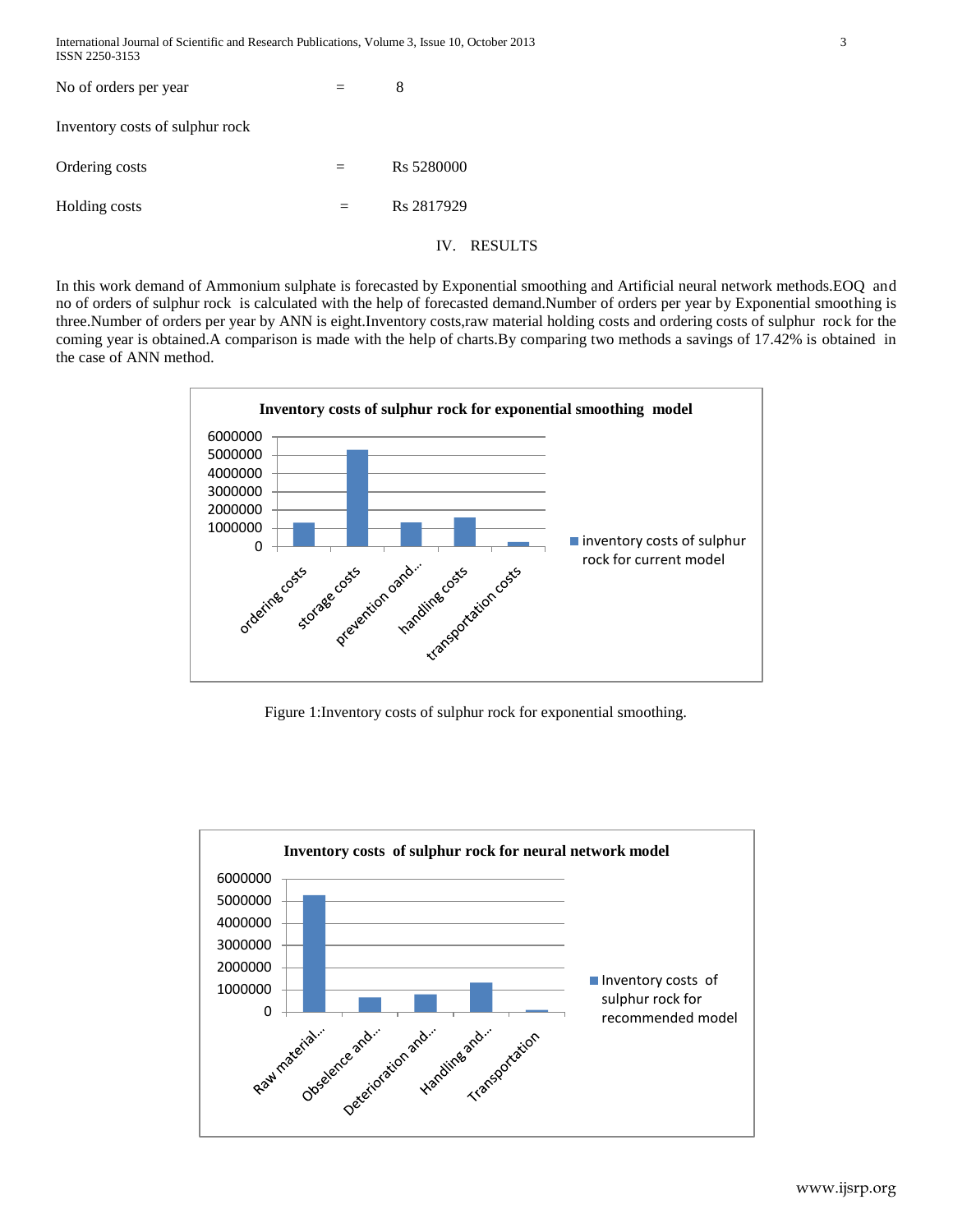No of orders per year = 8

Inventory costs of sulphur rock

Ordering costs = Rs 5280000

Holding costs = Rs 2817929

## IV. RESULTS

In this work demand of Ammonium sulphate is forecasted by Exponential smoothing and Artificial neural network methods.EOQ and no of orders of sulphur rock is calculated with the help of forecasted demand.Number of orders per year by Exponential smoothing is three.Number of orders per year by ANN is eight.Inventory costs,raw material holding costs and ordering costs of sulphur rock for the coming year is obtained.A comparison is made with the help of charts.By comparing two methods a savings of 17.42% is obtained in the case of ANN method.

**Inventory costs of sulphur rock for exponential smoothing model**

(Bar chart; y-axis 0 to 6000000; categories: ordering costs, storage costs, prevention oand..., handling costs, transportation costs; legend: inventory costs of sulphur rock for current model)

Figure 1:Inventory costs of sulphur rock for exponential smoothing.

**Inventory costs of sulphur rock for neural network model**

(Bar chart; y-axis 0 to 6000000; categories: Raw material..., Obselence and..., Deterioration and..., Handling and..., Transportation; legend: Inventory costs of sulphur rock for recommended model)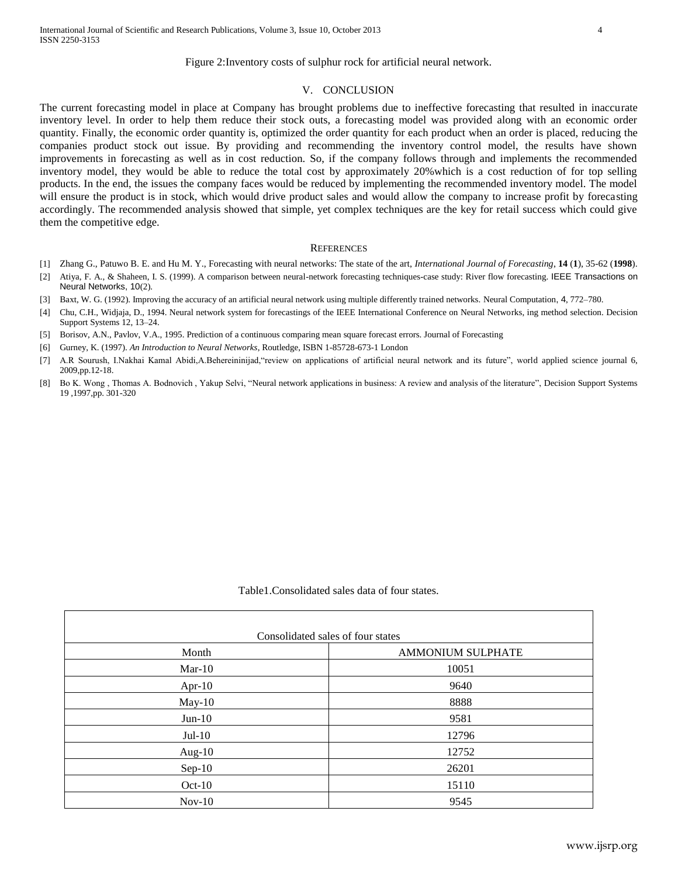Figure 2:Inventory costs of sulphur rock for artificial neural network.

## V. CONCLUSION

The current forecasting model in place at Company has brought problems due to ineffective forecasting that resulted in inaccurate inventory level. In order to help them reduce their stock outs, a forecasting model was provided along with an economic order quantity. Finally, the economic order quantity is, optimized the order quantity for each product when an order is placed, reducing the companies product stock out issue. By providing and recommending the inventory control model, the results have shown improvements in forecasting as well as in cost reduction. So, if the company follows through and implements the recommended inventory model, they would be able to reduce the total cost by approximately 20%which is a cost reduction of for top selling products. In the end, the issues the company faces would be reduced by implementing the recommended inventory model. The model will ensure the product is in stock, which would drive product sales and would allow the company to increase profit by forecasting accordingly. The recommended analysis showed that simple, yet complex techniques are the key for retail success which could give them the competitive edge.

## REFERENCES

[1] Zhang G., Patuwo B. E. and Hu M. Y., Forecasting with neural networks: The state of the art, *International Journal of Forecasting*, **14** (**1**), 35-62 (**1998**).

[2] Atiya, F. A., & Shaheen, I. S. (1999). A comparison between neural-network forecasting techniques-case study: River flow forecasting. IEEE Transactions on Neural Networks, 10(2).

[3] Baxt, W. G. (1992). Improving the accuracy of an artificial neural network using multiple differently trained networks. Neural Computation, 4, 772–780.

[4] Chu, C.H., Widjaja, D., 1994. Neural network system for forecastings of the IEEE International Conference on Neural Networks, ing method selection. Decision Support Systems 12, 13–24.

[5] Borisov, A.N., Pavlov, V.A., 1995. Prediction of a continuous comparing mean square forecast errors. Journal of Forecasting

[6] Gurney, K. (1997). *An Introduction to Neural Networks*, Routledge, ISBN 1-85728-673-1 London

[7] A.R Sourush, I.Nakhai Kamal Abidi,A.Behereininijad,"review on applications of artificial neural network and its future", world applied science journal 6, 2009,pp.12-18.

[8] Bo K. Wong , Thomas A. Bodnovich , Yakup Selvi, "Neural network applications in business: A review and analysis of the literature", Decision Support Systems 19 ,1997,pp. 301-320

Table1.Consolidated sales data of four states.

| Consolidated sales of four states | |
|---|---|
| Month | AMMONIUM SULPHATE |
| Mar-10 | 10051 |
| Apr-10 | 9640 |
| May-10 | 8888 |
| Jun-10 | 9581 |
| Jul-10 | 12796 |
| Aug-10 | 12752 |
| Sep-10 | 26201 |
| Oct-10 | 15110 |
| Nov-10 | 9545 |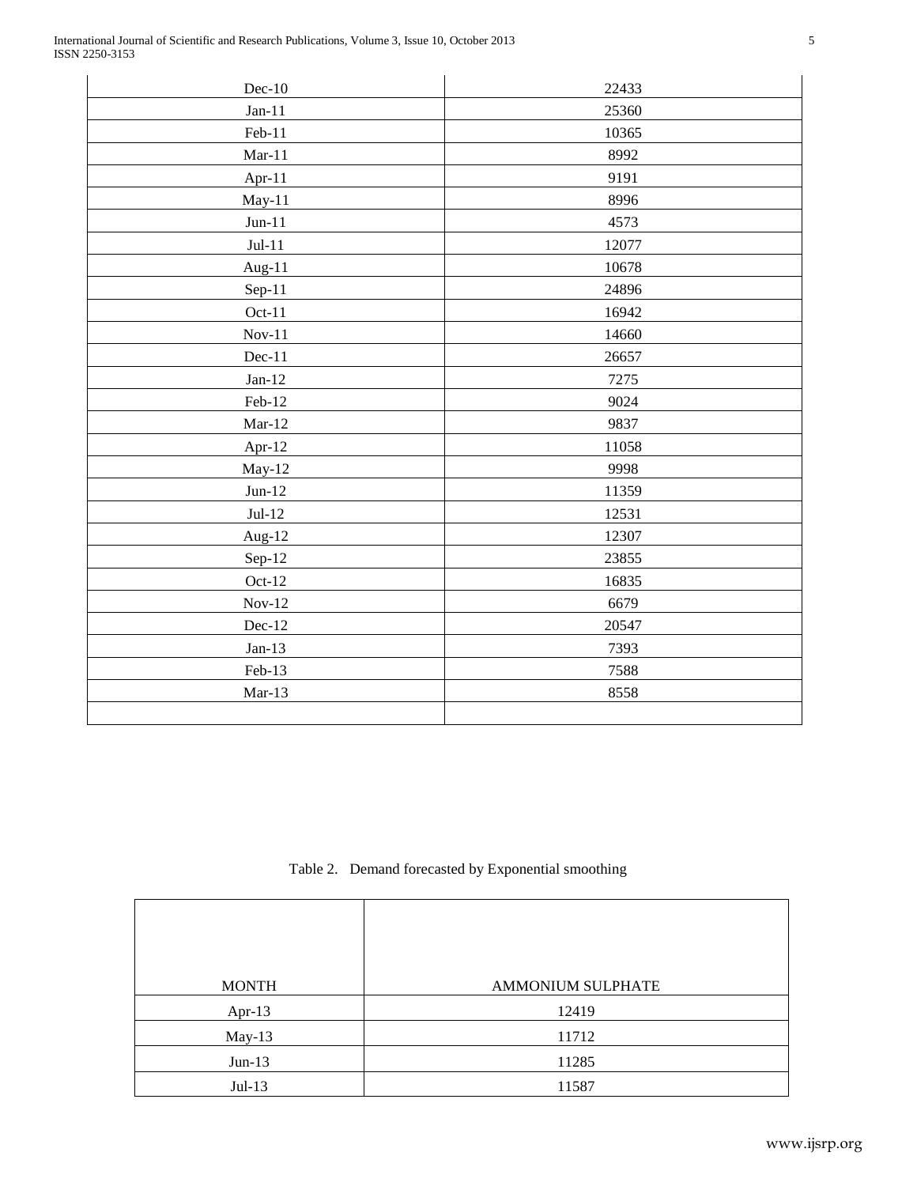| | |
|---|---|
| Dec-10 | 22433 |
| Jan-11 | 25360 |
| Feb-11 | 10365 |
| Mar-11 | 8992 |
| Apr-11 | 9191 |
| May-11 | 8996 |
| Jun-11 | 4573 |
| Jul-11 | 12077 |
| Aug-11 | 10678 |
| Sep-11 | 24896 |
| Oct-11 | 16942 |
| Nov-11 | 14660 |
| Dec-11 | 26657 |
| Jan-12 | 7275 |
| Feb-12 | 9024 |
| Mar-12 | 9837 |
| Apr-12 | 11058 |
| May-12 | 9998 |
| Jun-12 | 11359 |
| Jul-12 | 12531 |
| Aug-12 | 12307 |
| Sep-12 | 23855 |
| Oct-12 | 16835 |
| Nov-12 | 6679 |
| Dec-12 | 20547 |
| Jan-13 | 7393 |
| Feb-13 | 7588 |
| Mar-13 | 8558 |
| | |

Table 2. Demand forecasted by Exponential smoothing

| MONTH | AMMONIUM SULPHATE |
|---|---|
| Apr-13 | 12419 |
| May-13 | 11712 |
| Jun-13 | 11285 |
| Jul-13 | 11587 |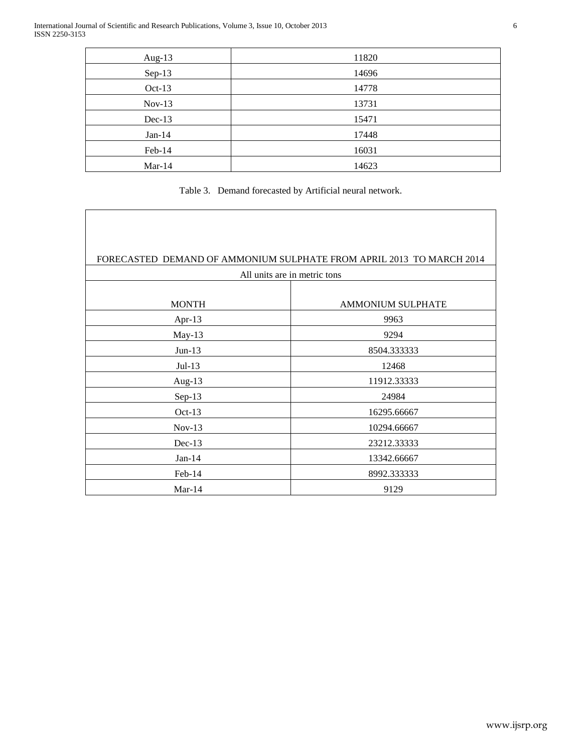| | |
|---|---|
| Aug-13 | 11820 |
| Sep-13 | 14696 |
| Oct-13 | 14778 |
| Nov-13 | 13731 |
| Dec-13 | 15471 |
| Jan-14 | 17448 |
| Feb-14 | 16031 |
| Mar-14 | 14623 |

Table 3. Demand forecasted by Artificial neural network.

| FORECASTED DEMAND OF AMMONIUM SULPHATE FROM APRIL 2013 TO MARCH 2014 | |
|---|---|
| All units are in metric tons | |
| MONTH | AMMONIUM SULPHATE |
| Apr-13 | 9963 |
| May-13 | 9294 |
| Jun-13 | 8504.333333 |
| Jul-13 | 12468 |
| Aug-13 | 11912.33333 |
| Sep-13 | 24984 |
| Oct-13 | 16295.66667 |
| Nov-13 | 10294.66667 |
| Dec-13 | 23212.33333 |
| Jan-14 | 13342.66667 |
| Feb-14 | 8992.333333 |
| Mar-14 | 9129 |